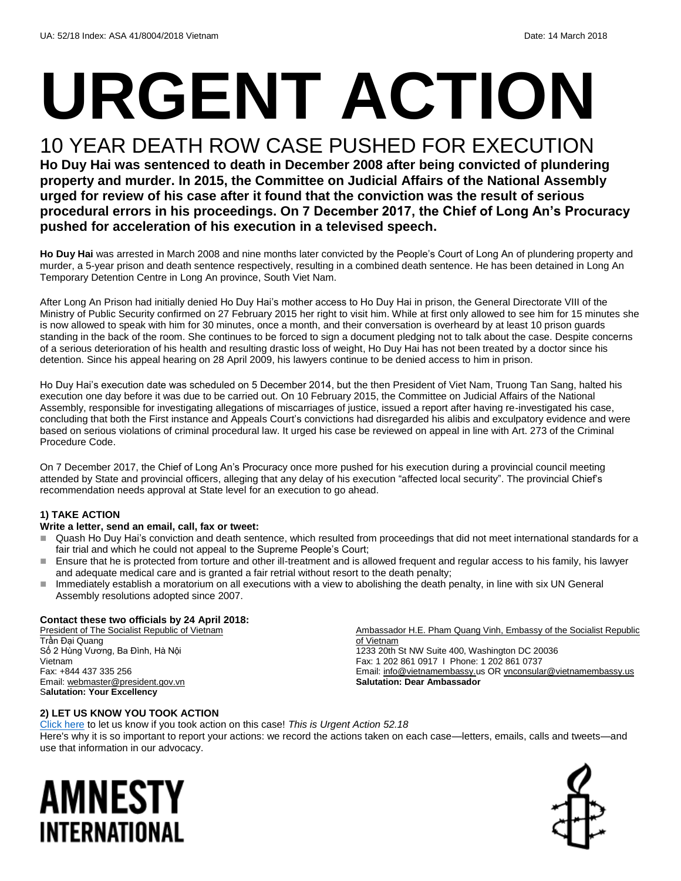UA: 52/18 Index: ASA 41/8004/2018 Vietnam Date: 14 March 2018

# URGENT ACTION

## 10 YEAR DEATH ROW CASE PUSHED FOR EXECUTION

**Ho Duy Hai was sentenced to death in December 2008 after being convicted of plundering property and murder. In 2015, the Committee on Judicial Affairs of the National Assembly urged for review of his case after it found that the conviction was the result of serious procedural errors in his proceedings. On 7 December 2017, the Chief of Long An's Procuracy pushed for acceleration of his execution in a televised speech.**

**Ho Duy Hai** was arrested in March 2008 and nine months later convicted by the People's Court of Long An of plundering property and murder, a 5-year prison and death sentence respectively, resulting in a combined death sentence. He has been detained in Long An Temporary Detention Centre in Long An province, South Viet Nam.

After Long An Prison had initially denied Ho Duy Hai's mother access to Ho Duy Hai in prison, the General Directorate VIII of the Ministry of Public Security confirmed on 27 February 2015 her right to visit him. While at first only allowed to see him for 15 minutes she is now allowed to speak with him for 30 minutes, once a month, and their conversation is overheard by at least 10 prison guards standing in the back of the room. She continues to be forced to sign a document pledging not to talk about the case. Despite concerns of a serious deterioration of his health and resulting drastic loss of weight, Ho Duy Hai has not been treated by a doctor since his detention. Since his appeal hearing on 28 April 2009, his lawyers continue to be denied access to him in prison.

Ho Duy Hai's execution date was scheduled on 5 December 2014, but the then President of Viet Nam, Truong Tan Sang, halted his execution one day before it was due to be carried out. On 10 February 2015, the Committee on Judicial Affairs of the National Assembly, responsible for investigating allegations of miscarriages of justice, issued a report after having re-investigated his case, concluding that both the First instance and Appeals Court's convictions had disregarded his alibis and exculpatory evidence and were based on serious violations of criminal procedural law. It urged his case be reviewed on appeal in line with Art. 273 of the Criminal Procedure Code.

On 7 December 2017, the Chief of Long An's Procuracy once more pushed for his execution during a provincial council meeting attended by State and provincial officers, alleging that any delay of his execution "affected local security". The provincial Chief's recommendation needs approval at State level for an execution to go ahead.

### 1) TAKE ACTION

**Write a letter, send an email, call, fax or tweet:**

- Quash Ho Duy Hai's conviction and death sentence, which resulted from proceedings that did not meet international standards for a fair trial and which he could not appeal to the Supreme People's Court;
- Ensure that he is protected from torture and other ill-treatment and is allowed frequent and regular access to his family, his lawyer and adequate medical care and is granted a fair retrial without resort to the death penalty;
- Immediately establish a moratorium on all executions with a view to abolishing the death penalty, in line with six UN General Assembly resolutions adopted since 2007.

**Contact these two officials by 24 April 2018:**

President of The Socialist Republic of Vietnam
Trần Đại Quang
Số 2 Hùng Vương, Ba Đình, Hà Nội
Vietnam
Fax: +844 437 335 256
Email: webmaster@president.gov.vn
**Salutation: Your Excellency**

Ambassador H.E. Pham Quang Vinh, Embassy of the Socialist Republic of Vietnam
1233 20th St NW Suite 400, Washington DC 20036
Fax: 1 202 861 0917 I Phone: 1 202 861 0737
Email: info@vietnamembassy.us OR vnconsular@vietnamembassy.us
**Salutation: Dear Ambassador**

### 2) LET US KNOW YOU TOOK ACTION

Click here to let us know if you took action on this case! *This is Urgent Action 52.18*
Here's why it is so important to report your actions: we record the actions taken on each case—letters, emails, calls and tweets—and use that information in our advocacy.

AMNESTY INTERNATIONAL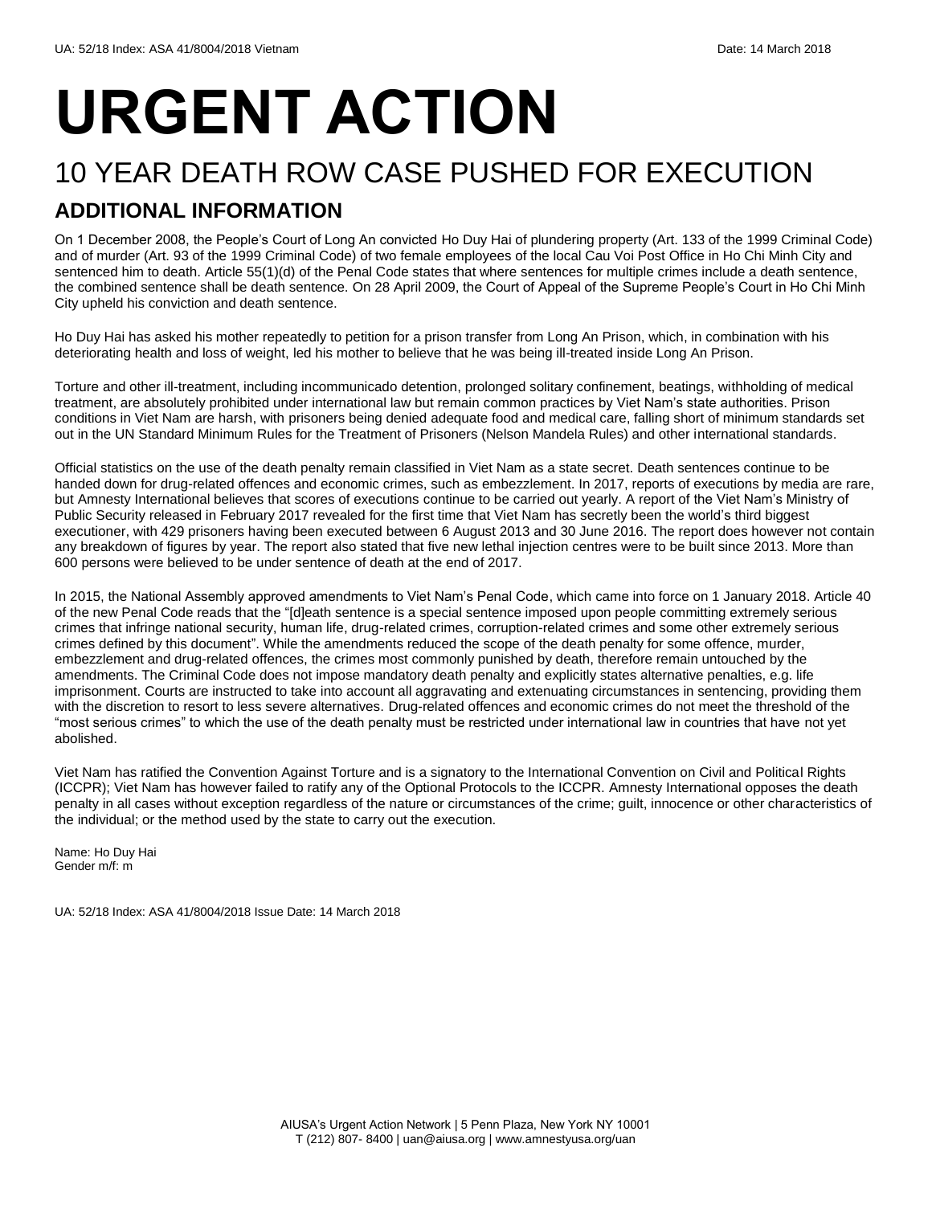# URGENT ACTION

## 10 YEAR DEATH ROW CASE PUSHED FOR EXECUTION

### ADDITIONAL INFORMATION

On 1 December 2008, the People's Court of Long An convicted Ho Duy Hai of plundering property (Art. 133 of the 1999 Criminal Code) and of murder (Art. 93 of the 1999 Criminal Code) of two female employees of the local Cau Voi Post Office in Ho Chi Minh City and sentenced him to death. Article 55(1)(d) of the Penal Code states that where sentences for multiple crimes include a death sentence, the combined sentence shall be death sentence. On 28 April 2009, the Court of Appeal of the Supreme People's Court in Ho Chi Minh City upheld his conviction and death sentence.

Ho Duy Hai has asked his mother repeatedly to petition for a prison transfer from Long An Prison, which, in combination with his deteriorating health and loss of weight, led his mother to believe that he was being ill-treated inside Long An Prison.

Torture and other ill-treatment, including incommunicado detention, prolonged solitary confinement, beatings, withholding of medical treatment, are absolutely prohibited under international law but remain common practices by Viet Nam's state authorities. Prison conditions in Viet Nam are harsh, with prisoners being denied adequate food and medical care, falling short of minimum standards set out in the UN Standard Minimum Rules for the Treatment of Prisoners (Nelson Mandela Rules) and other international standards.

Official statistics on the use of the death penalty remain classified in Viet Nam as a state secret. Death sentences continue to be handed down for drug-related offences and economic crimes, such as embezzlement. In 2017, reports of executions by media are rare, but Amnesty International believes that scores of executions continue to be carried out yearly. A report of the Viet Nam's Ministry of Public Security released in February 2017 revealed for the first time that Viet Nam has secretly been the world's third biggest executioner, with 429 prisoners having been executed between 6 August 2013 and 30 June 2016. The report does however not contain any breakdown of figures by year. The report also stated that five new lethal injection centres were to be built since 2013. More than 600 persons were believed to be under sentence of death at the end of 2017.

In 2015, the National Assembly approved amendments to Viet Nam's Penal Code, which came into force on 1 January 2018. Article 40 of the new Penal Code reads that the "[d]eath sentence is a special sentence imposed upon people committing extremely serious crimes that infringe national security, human life, drug-related crimes, corruption-related crimes and some other extremely serious crimes defined by this document". While the amendments reduced the scope of the death penalty for some offence, murder, embezzlement and drug-related offences, the crimes most commonly punished by death, therefore remain untouched by the amendments. The Criminal Code does not impose mandatory death penalty and explicitly states alternative penalties, e.g. life imprisonment. Courts are instructed to take into account all aggravating and extenuating circumstances in sentencing, providing them with the discretion to resort to less severe alternatives. Drug-related offences and economic crimes do not meet the threshold of the "most serious crimes" to which the use of the death penalty must be restricted under international law in countries that have not yet abolished.

Viet Nam has ratified the Convention Against Torture and is a signatory to the International Convention on Civil and Political Rights (ICCPR); Viet Nam has however failed to ratify any of the Optional Protocols to the ICCPR. Amnesty International opposes the death penalty in all cases without exception regardless of the nature or circumstances of the crime; guilt, innocence or other characteristics of the individual; or the method used by the state to carry out the execution.

Name: Ho Duy Hai
Gender m/f: m

UA: 52/18 Index: ASA 41/8004/2018 Issue Date: 14 March 2018